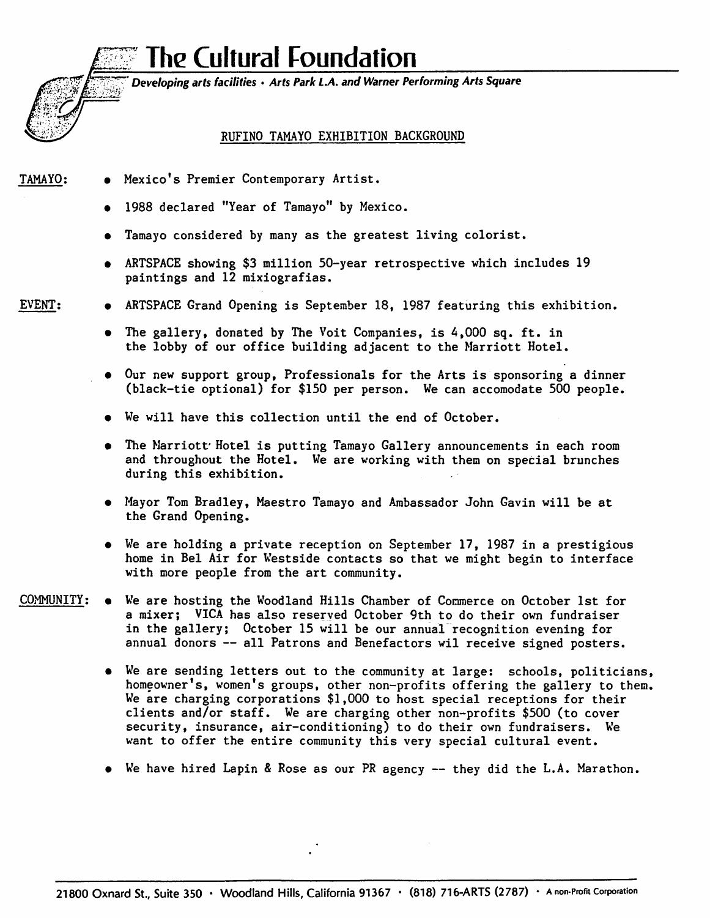# The Cultural Foundation

*Developing arts facilities • Arts Park L.A. and Warner Performing Arts Square*

## RUFINO TAMAYO EXHIBITION BACKGROUND

**TAMAYO:**

- Mexico's Premier Contemporary Artist.
- 1988 declared "Year of Tamayo" by Mexico.
- Tamayo considered by many as the greatest living colorist.
- ARTSPACE showing $3 million 50-year retrospective which includes 19 paintings and 12 mixiografias.

**EVENT:**

- ARTSPACE Grand Opening is September 18, 1987 featuring this exhibition.
- The gallery, donated by The Voit Companies, is 4,000 sq. ft. in the lobby of our office building adjacent to the Marriott Hotel.
- Our new support group, Professionals for the Arts is sponsoring a dinner (black-tie optional) for $150 per person. We can accomodate 500 people.
- We will have this collection until the end of October.
- The Marriott Hotel is putting Tamayo Gallery announcements in each room and throughout the Hotel. We are working with them on special brunches during this exhibition.
- Mayor Tom Bradley, Maestro Tamayo and Ambassador John Gavin will be at the Grand Opening.
- We are holding a private reception on September 17, 1987 in a prestigious home in Bel Air for Westside contacts so that we might begin to interface with more people from the art community.

**COMMUNITY:**

- We are hosting the Woodland Hills Chamber of Commerce on October 1st for a mixer; VICA has also reserved October 9th to do their own fundraiser in the gallery; October 15 will be our annual recognition evening for annual donors -- all Patrons and Benefactors wil receive signed posters.
- We are sending letters out to the community at large: schools, politicians, homeowner's, women's groups, other non-profits offering the gallery to them. We are charging corporations $1,000 to host special receptions for their clients and/or staff. We are charging other non-profits $500 (to cover security, insurance, air-conditioning) to do their own fundraisers. We want to offer the entire community this very special cultural event.
- We have hired Lapin & Rose as our PR agency -- they did the L.A. Marathon.

21800 Oxnard St., Suite 350 • Woodland Hills, California 91367 • (818) 716-ARTS (2787) • A non-Profit Corporation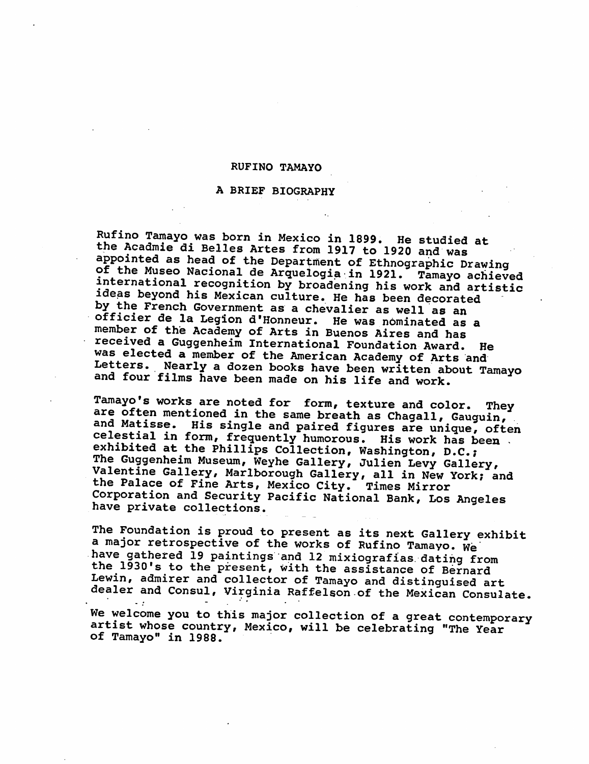# RUFINO TAMAYO

## A BRIEF BIOGRAPHY

Rufino Tamayo was born in Mexico in 1899. He studied at the Acadmie di Belles Artes from 1917 to 1920 and was appointed as head of the Department of Ethnographic Drawing of the Museo Nacional de Arquelogia in 1921. Tamayo achieved international recognition by broadening his work and artistic ideas beyond his Mexican culture. He has been decorated by the French Government as a chevalier as well as an officier de la Legion d'Honneur. He was nominated as a member of the Academy of Arts in Buenos Aires and has received a Guggenheim International Foundation Award. He was elected a member of the American Academy of Arts and Letters. Nearly a dozen books have been written about Tamayo and four films have been made on his life and work.

Tamayo's works are noted for form, texture and color. They are often mentioned in the same breath as Chagall, Gauguin, and Matisse. His single and paired figures are unique, often celestial in form, frequently humorous. His work has been exhibited at the Phillips Collection, Washington, D.C.; The Guggenheim Museum, Weyhe Gallery, Julien Levy Gallery, Valentine Gallery, Marlborough Gallery, all in New York; and the Palace of Fine Arts, Mexico City. Times Mirror Corporation and Security Pacific National Bank, Los Angeles have private collections.

The Foundation is proud to present as its next Gallery exhibit a major retrospective of the works of Rufino Tamayo. We have gathered 19 paintings and 12 mixiografias dating from the 1930's to the present, with the assistance of Bernard Lewin, admirer and collector of Tamayo and distinguised art dealer and Consul, Virginia Raffelson of the Mexican Consulate.

We welcome you to this major collection of a great contemporary artist whose country, Mexico, will be celebrating "The Year of Tamayo" in 1988.